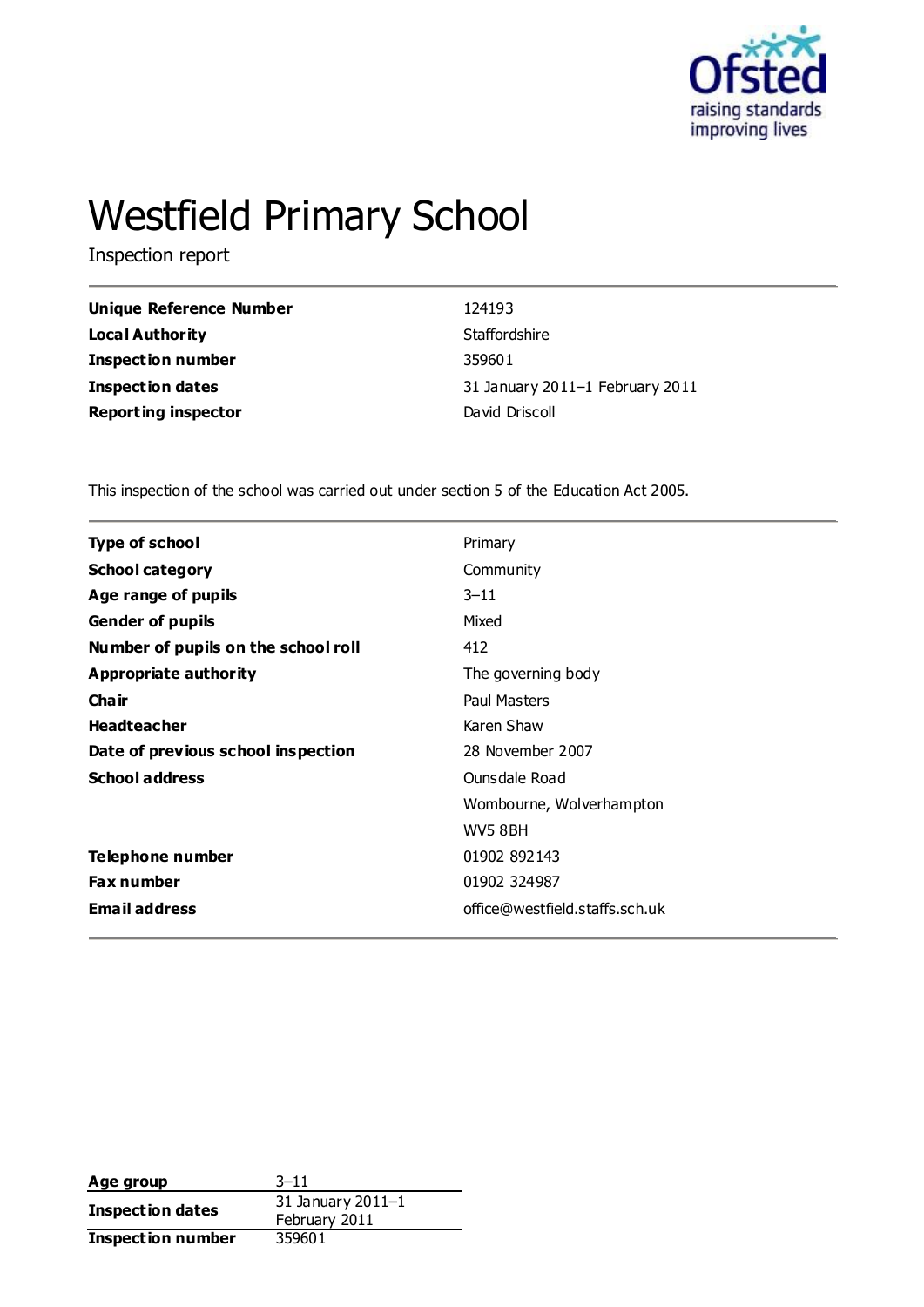# Westfield Primary School

Inspection report

| | |
|---|---|
| **Unique Reference Number** | 124193 |
| **Local Authority** | Staffordshire |
| **Inspection number** | 359601 |
| **Inspection dates** | 31 January 2011–1 February 2011 |
| **Reporting inspector** | David Driscoll |

This inspection of the school was carried out under section 5 of the Education Act 2005.

| | |
|---|---|
| **Type of school** | Primary |
| **School category** | Community |
| **Age range of pupils** | 3–11 |
| **Gender of pupils** | Mixed |
| **Number of pupils on the school roll** | 412 |
| **Appropriate authority** | The governing body |
| **Chair** | Paul Masters |
| **Headteacher** | Karen Shaw |
| **Date of previous school inspection** | 28 November 2007 |
| **School address** | Ounsdale Road<br>Wombourne, Wolverhampton<br>WV5 8BH |
| **Telephone number** | 01902 892143 |
| **Fax number** | 01902 324987 |
| **Email address** | office@westfield.staffs.sch.uk |

| | |
|---|---|
| **Age group** | 3–11 |
| **Inspection dates** | 31 January 2011–1 February 2011 |
| **Inspection number** | 359601 |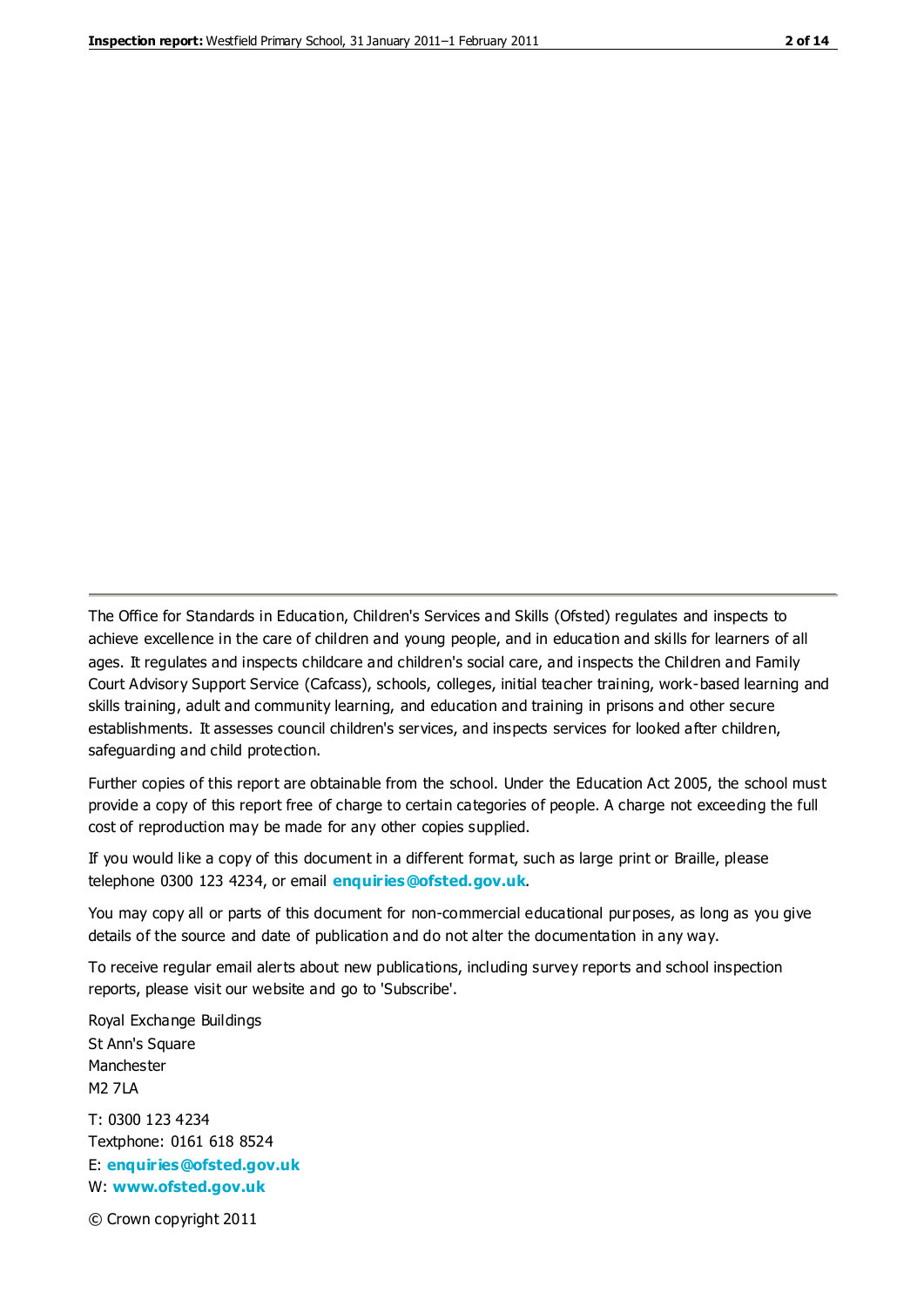The Office for Standards in Education, Children's Services and Skills (Ofsted) regulates and inspects to achieve excellence in the care of children and young people, and in education and skills for learners of all ages. It regulates and inspects childcare and children's social care, and inspects the Children and Family Court Advisory Support Service (Cafcass), schools, colleges, initial teacher training, work-based learning and skills training, adult and community learning, and education and training in prisons and other secure establishments. It assesses council children's services, and inspects services for looked after children, safeguarding and child protection.

Further copies of this report are obtainable from the school. Under the Education Act 2005, the school must provide a copy of this report free of charge to certain categories of people. A charge not exceeding the full cost of reproduction may be made for any other copies supplied.

If you would like a copy of this document in a different format, such as large print or Braille, please telephone 0300 123 4234, or email **enquiries@ofsted.gov.uk**.

You may copy all or parts of this document for non-commercial educational purposes, as long as you give details of the source and date of publication and do not alter the documentation in any way.

To receive regular email alerts about new publications, including survey reports and school inspection reports, please visit our website and go to 'Subscribe'.

Royal Exchange Buildings
St Ann's Square
Manchester
M2 7LA

T: 0300 123 4234
Textphone: 0161 618 8524
E: **enquiries@ofsted.gov.uk**
W: **www.ofsted.gov.uk**

© Crown copyright 2011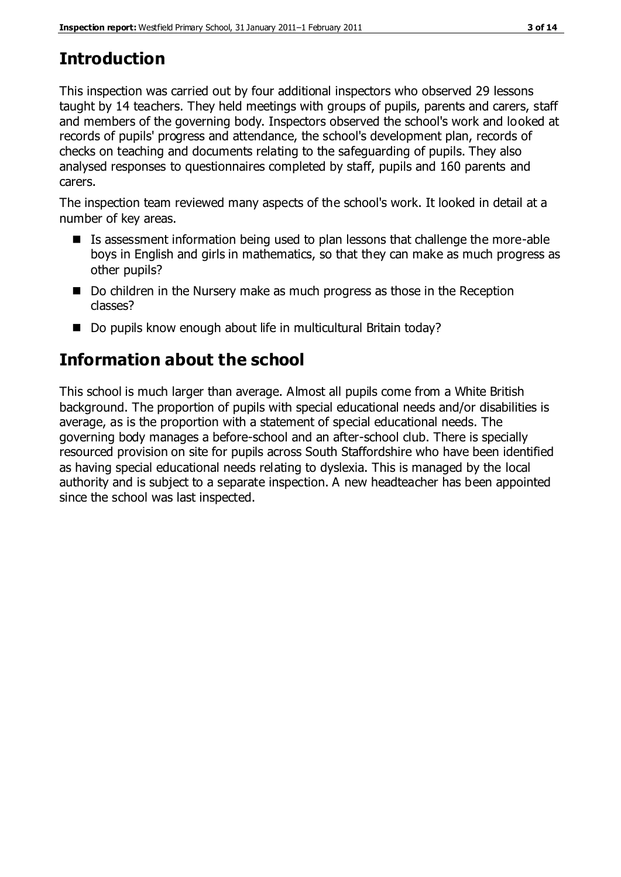# Introduction

This inspection was carried out by four additional inspectors who observed 29 lessons taught by 14 teachers. They held meetings with groups of pupils, parents and carers, staff and members of the governing body. Inspectors observed the school's work and looked at records of pupils' progress and attendance, the school's development plan, records of checks on teaching and documents relating to the safeguarding of pupils. They also analysed responses to questionnaires completed by staff, pupils and 160 parents and carers.

The inspection team reviewed many aspects of the school's work. It looked in detail at a number of key areas.

- Is assessment information being used to plan lessons that challenge the more-able boys in English and girls in mathematics, so that they can make as much progress as other pupils?
- Do children in the Nursery make as much progress as those in the Reception classes?
- Do pupils know enough about life in multicultural Britain today?

# Information about the school

This school is much larger than average. Almost all pupils come from a White British background. The proportion of pupils with special educational needs and/or disabilities is average, as is the proportion with a statement of special educational needs. The governing body manages a before-school and an after-school club. There is specially resourced provision on site for pupils across South Staffordshire who have been identified as having special educational needs relating to dyslexia. This is managed by the local authority and is subject to a separate inspection. A new headteacher has been appointed since the school was last inspected.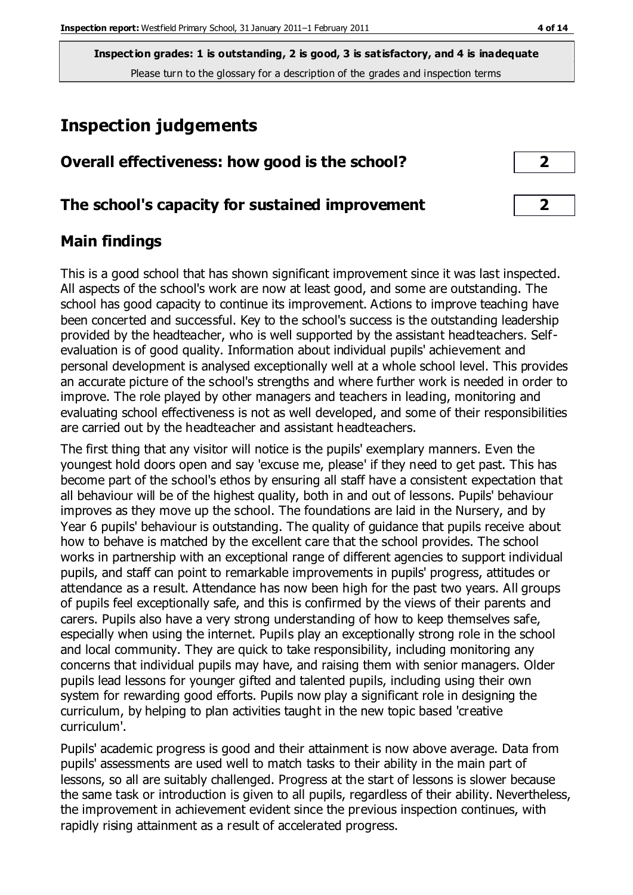**Inspection grades: 1 is outstanding, 2 is good, 3 is satisfactory, and 4 is inadequate**

Please turn to the glossary for a description of the grades and inspection terms

# Inspection judgements

| | |
|---|---|
| **Overall effectiveness: how good is the school?** | **2** |
| **The school's capacity for sustained improvement** | **2** |

## Main findings

This is a good school that has shown significant improvement since it was last inspected. All aspects of the school's work are now at least good, and some are outstanding. The school has good capacity to continue its improvement. Actions to improve teaching have been concerted and successful. Key to the school's success is the outstanding leadership provided by the headteacher, who is well supported by the assistant headteachers. Self-evaluation is of good quality. Information about individual pupils' achievement and personal development is analysed exceptionally well at a whole school level. This provides an accurate picture of the school's strengths and where further work is needed in order to improve. The role played by other managers and teachers in leading, monitoring and evaluating school effectiveness is not as well developed, and some of their responsibilities are carried out by the headteacher and assistant headteachers.

The first thing that any visitor will notice is the pupils' exemplary manners. Even the youngest hold doors open and say 'excuse me, please' if they need to get past. This has become part of the school's ethos by ensuring all staff have a consistent expectation that all behaviour will be of the highest quality, both in and out of lessons. Pupils' behaviour improves as they move up the school. The foundations are laid in the Nursery, and by Year 6 pupils' behaviour is outstanding. The quality of guidance that pupils receive about how to behave is matched by the excellent care that the school provides. The school works in partnership with an exceptional range of different agencies to support individual pupils, and staff can point to remarkable improvements in pupils' progress, attitudes or attendance as a result. Attendance has now been high for the past two years. All groups of pupils feel exceptionally safe, and this is confirmed by the views of their parents and carers. Pupils also have a very strong understanding of how to keep themselves safe, especially when using the internet. Pupils play an exceptionally strong role in the school and local community. They are quick to take responsibility, including monitoring any concerns that individual pupils may have, and raising them with senior managers. Older pupils lead lessons for younger gifted and talented pupils, including using their own system for rewarding good efforts. Pupils now play a significant role in designing the curriculum, by helping to plan activities taught in the new topic based 'creative curriculum'.

Pupils' academic progress is good and their attainment is now above average. Data from pupils' assessments are used well to match tasks to their ability in the main part of lessons, so all are suitably challenged. Progress at the start of lessons is slower because the same task or introduction is given to all pupils, regardless of their ability. Nevertheless, the improvement in achievement evident since the previous inspection continues, with rapidly rising attainment as a result of accelerated progress.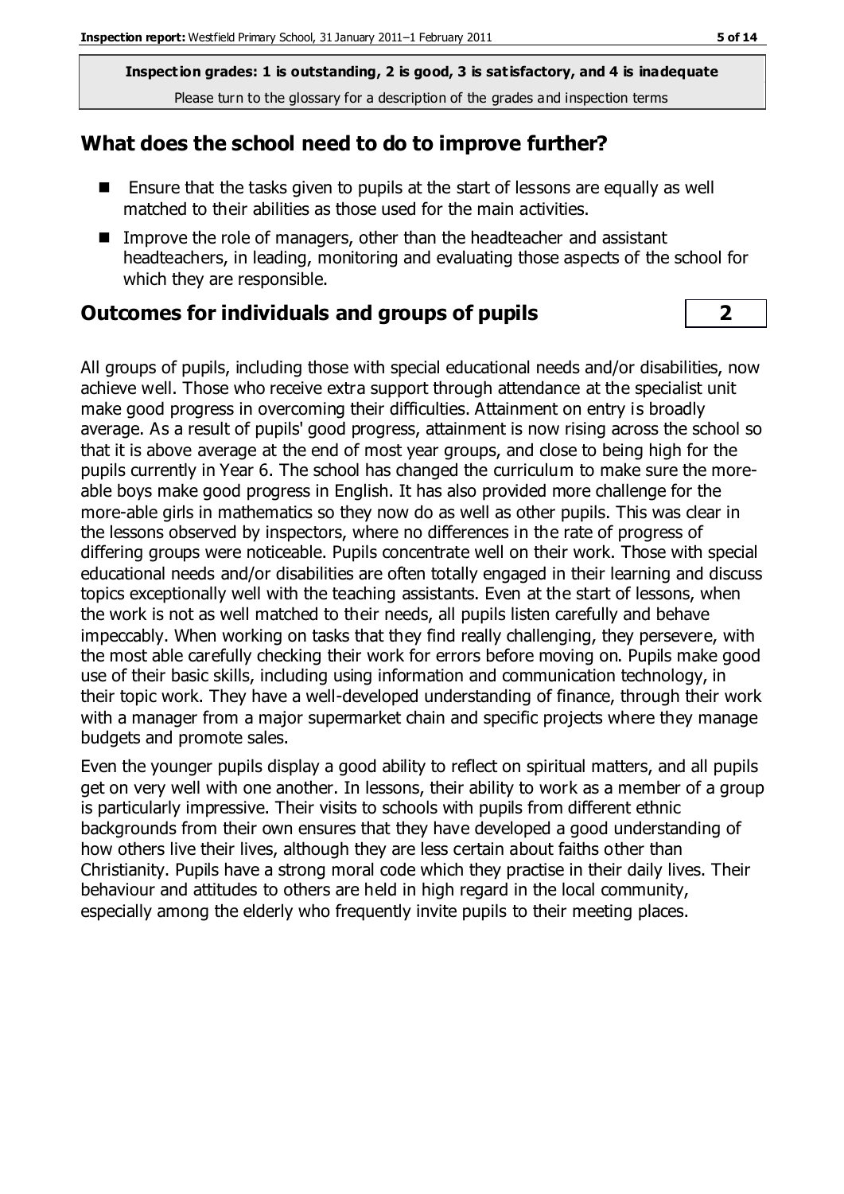**Inspection grades: 1 is outstanding, 2 is good, 3 is satisfactory, and 4 is inadequate**
Please turn to the glossary for a description of the grades and inspection terms

## What does the school need to do to improve further?

- Ensure that the tasks given to pupils at the start of lessons are equally as well matched to their abilities as those used for the main activities.
- Improve the role of managers, other than the headteacher and assistant headteachers, in leading, monitoring and evaluating those aspects of the school for which they are responsible.

## Outcomes for individuals and groups of pupils — 2

All groups of pupils, including those with special educational needs and/or disabilities, now achieve well. Those who receive extra support through attendance at the specialist unit make good progress in overcoming their difficulties. Attainment on entry is broadly average. As a result of pupils' good progress, attainment is now rising across the school so that it is above average at the end of most year groups, and close to being high for the pupils currently in Year 6. The school has changed the curriculum to make sure the more-able boys make good progress in English. It has also provided more challenge for the more-able girls in mathematics so they now do as well as other pupils. This was clear in the lessons observed by inspectors, where no differences in the rate of progress of differing groups were noticeable. Pupils concentrate well on their work. Those with special educational needs and/or disabilities are often totally engaged in their learning and discuss topics exceptionally well with the teaching assistants. Even at the start of lessons, when the work is not as well matched to their needs, all pupils listen carefully and behave impeccably. When working on tasks that they find really challenging, they persevere, with the most able carefully checking their work for errors before moving on. Pupils make good use of their basic skills, including using information and communication technology, in their topic work. They have a well-developed understanding of finance, through their work with a manager from a major supermarket chain and specific projects where they manage budgets and promote sales.

Even the younger pupils display a good ability to reflect on spiritual matters, and all pupils get on very well with one another. In lessons, their ability to work as a member of a group is particularly impressive. Their visits to schools with pupils from different ethnic backgrounds from their own ensures that they have developed a good understanding of how others live their lives, although they are less certain about faiths other than Christianity. Pupils have a strong moral code which they practise in their daily lives. Their behaviour and attitudes to others are held in high regard in the local community, especially among the elderly who frequently invite pupils to their meeting places.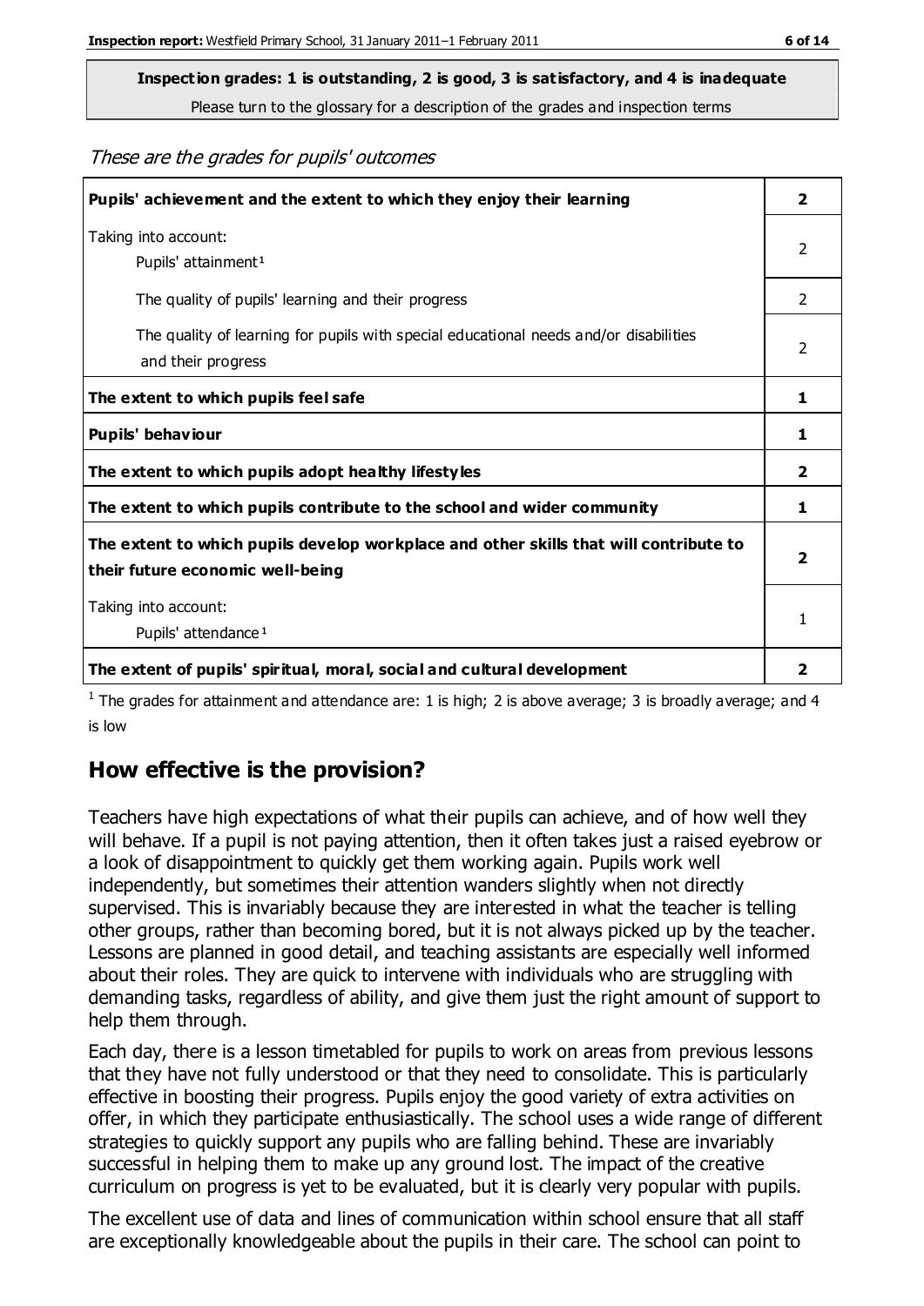**Inspection grades: 1 is outstanding, 2 is good, 3 is satisfactory, and 4 is inadequate**

Please turn to the glossary for a description of the grades and inspection terms

*These are the grades for pupils' outcomes*

| | |
|---|---|
| **Pupils' achievement and the extent to which they enjoy their learning** | **2** |
| Taking into account: Pupils' attainment [1] | 2 |
| The quality of pupils' learning and their progress | 2 |
| The quality of learning for pupils with special educational needs and/or disabilities and their progress | 2 |
| **The extent to which pupils feel safe** | **1** |
| **Pupils' behaviour** | **1** |
| **The extent to which pupils adopt healthy lifestyles** | **2** |
| **The extent to which pupils contribute to the school and wider community** | **1** |
| **The extent to which pupils develop workplace and other skills that will contribute to their future economic well-being** | **2** |
| Taking into account: Pupils' attendance [1] | 1 |
| **The extent of pupils' spiritual, moral, social and cultural development** | **2** |

[1] The grades for attainment and attendance are: 1 is high; 2 is above average; 3 is broadly average; and 4 is low

## How effective is the provision?

Teachers have high expectations of what their pupils can achieve, and of how well they will behave. If a pupil is not paying attention, then it often takes just a raised eyebrow or a look of disappointment to quickly get them working again. Pupils work well independently, but sometimes their attention wanders slightly when not directly supervised. This is invariably because they are interested in what the teacher is telling other groups, rather than becoming bored, but it is not always picked up by the teacher. Lessons are planned in good detail, and teaching assistants are especially well informed about their roles. They are quick to intervene with individuals who are struggling with demanding tasks, regardless of ability, and give them just the right amount of support to help them through.

Each day, there is a lesson timetabled for pupils to work on areas from previous lessons that they have not fully understood or that they need to consolidate. This is particularly effective in boosting their progress. Pupils enjoy the good variety of extra activities on offer, in which they participate enthusiastically. The school uses a wide range of different strategies to quickly support any pupils who are falling behind. These are invariably successful in helping them to make up any ground lost. The impact of the creative curriculum on progress is yet to be evaluated, but it is clearly very popular with pupils.

The excellent use of data and lines of communication within school ensure that all staff are exceptionally knowledgeable about the pupils in their care. The school can point to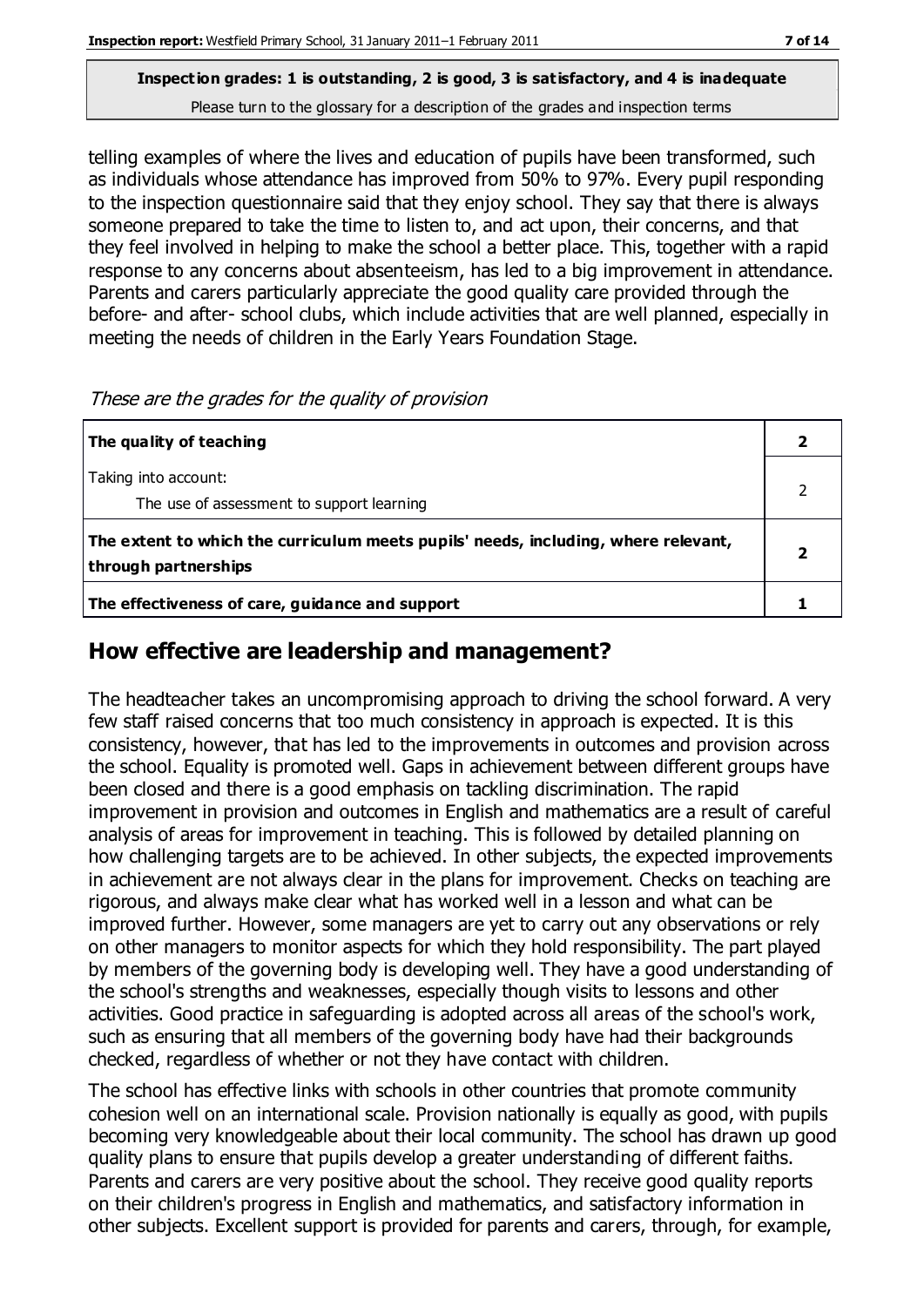**Inspection grades: 1 is outstanding, 2 is good, 3 is satisfactory, and 4 is inadequate**
Please turn to the glossary for a description of the grades and inspection terms

telling examples of where the lives and education of pupils have been transformed, such as individuals whose attendance has improved from 50% to 97%. Every pupil responding to the inspection questionnaire said that they enjoy school. They say that there is always someone prepared to take the time to listen to, and act upon, their concerns, and that they feel involved in helping to make the school a better place. This, together with a rapid response to any concerns about absenteeism, has led to a big improvement in attendance. Parents and carers particularly appreciate the good quality care provided through the before- and after- school clubs, which include activities that are well planned, especially in meeting the needs of children in the Early Years Foundation Stage.

*These are the grades for the quality of provision*

| | |
|---|---|
| **The quality of teaching** | **2** |
| Taking into account:<br>The use of assessment to support learning | 2 |
| **The extent to which the curriculum meets pupils' needs, including, where relevant, through partnerships** | **2** |
| **The effectiveness of care, guidance and support** | **1** |

## How effective are leadership and management?

The headteacher takes an uncompromising approach to driving the school forward. A very few staff raised concerns that too much consistency in approach is expected. It is this consistency, however, that has led to the improvements in outcomes and provision across the school. Equality is promoted well. Gaps in achievement between different groups have been closed and there is a good emphasis on tackling discrimination. The rapid improvement in provision and outcomes in English and mathematics are a result of careful analysis of areas for improvement in teaching. This is followed by detailed planning on how challenging targets are to be achieved. In other subjects, the expected improvements in achievement are not always clear in the plans for improvement. Checks on teaching are rigorous, and always make clear what has worked well in a lesson and what can be improved further. However, some managers are yet to carry out any observations or rely on other managers to monitor aspects for which they hold responsibility. The part played by members of the governing body is developing well. They have a good understanding of the school's strengths and weaknesses, especially though visits to lessons and other activities. Good practice in safeguarding is adopted across all areas of the school's work, such as ensuring that all members of the governing body have had their backgrounds checked, regardless of whether or not they have contact with children.

The school has effective links with schools in other countries that promote community cohesion well on an international scale. Provision nationally is equally as good, with pupils becoming very knowledgeable about their local community. The school has drawn up good quality plans to ensure that pupils develop a greater understanding of different faiths. Parents and carers are very positive about the school. They receive good quality reports on their children's progress in English and mathematics, and satisfactory information in other subjects. Excellent support is provided for parents and carers, through, for example,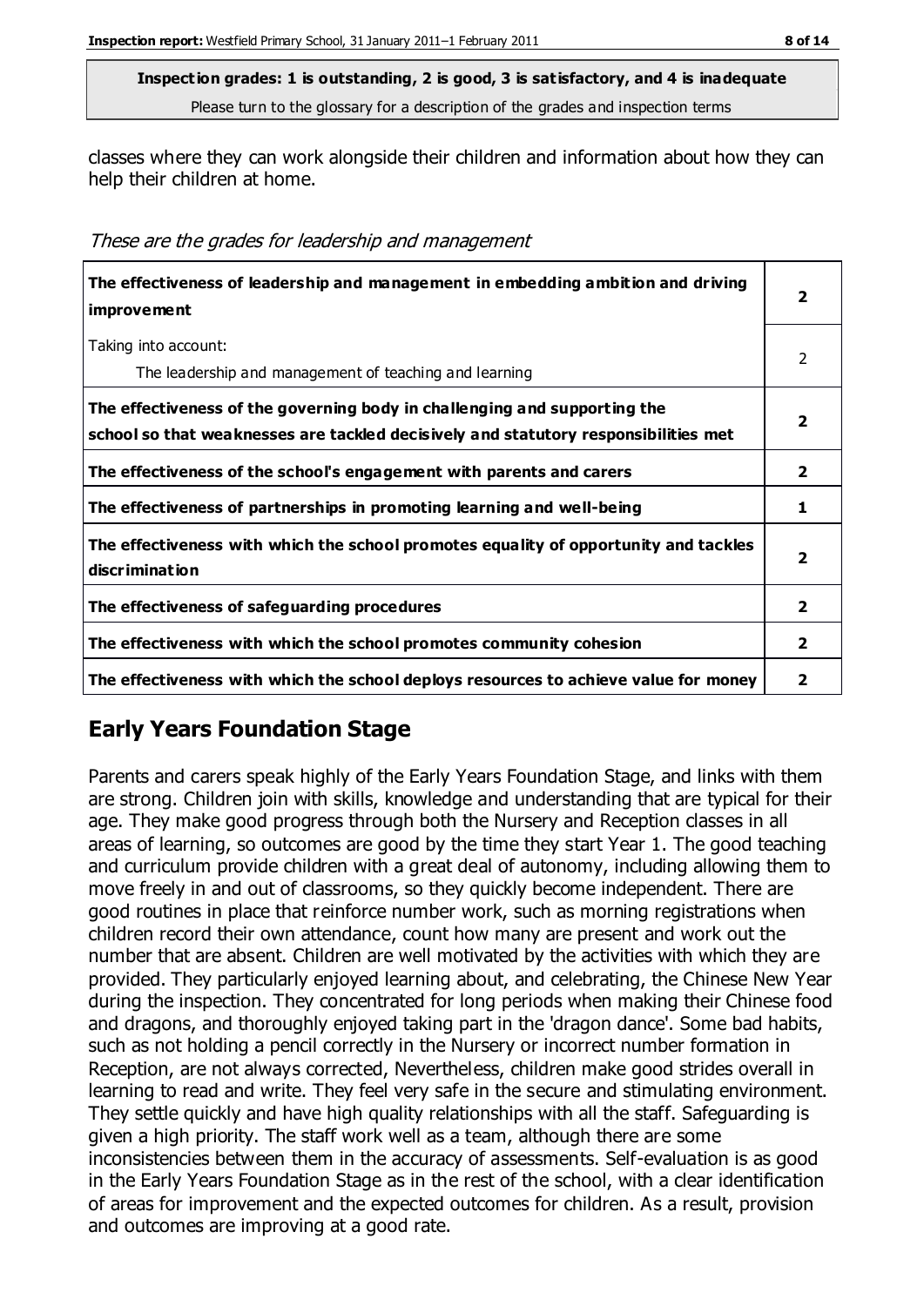**Inspection grades: 1 is outstanding, 2 is good, 3 is satisfactory, and 4 is inadequate**
Please turn to the glossary for a description of the grades and inspection terms

classes where they can work alongside their children and information about how they can help their children at home.

*These are the grades for leadership and management*

| | |
|---|---|
| **The effectiveness of leadership and management in embedding ambition and driving improvement** | **2** |
| Taking into account:<br>The leadership and management of teaching and learning | 2 |
| **The effectiveness of the governing body in challenging and supporting the school so that weaknesses are tackled decisively and statutory responsibilities met** | **2** |
| **The effectiveness of the school's engagement with parents and carers** | **2** |
| **The effectiveness of partnerships in promoting learning and well-being** | **1** |
| **The effectiveness with which the school promotes equality of opportunity and tackles discrimination** | **2** |
| **The effectiveness of safeguarding procedures** | **2** |
| **The effectiveness with which the school promotes community cohesion** | **2** |
| **The effectiveness with which the school deploys resources to achieve value for money** | **2** |

## Early Years Foundation Stage

Parents and carers speak highly of the Early Years Foundation Stage, and links with them are strong. Children join with skills, knowledge and understanding that are typical for their age. They make good progress through both the Nursery and Reception classes in all areas of learning, so outcomes are good by the time they start Year 1. The good teaching and curriculum provide children with a great deal of autonomy, including allowing them to move freely in and out of classrooms, so they quickly become independent. There are good routines in place that reinforce number work, such as morning registrations when children record their own attendance, count how many are present and work out the number that are absent. Children are well motivated by the activities with which they are provided. They particularly enjoyed learning about, and celebrating, the Chinese New Year during the inspection. They concentrated for long periods when making their Chinese food and dragons, and thoroughly enjoyed taking part in the 'dragon dance'. Some bad habits, such as not holding a pencil correctly in the Nursery or incorrect number formation in Reception, are not always corrected, Nevertheless, children make good strides overall in learning to read and write. They feel very safe in the secure and stimulating environment. They settle quickly and have high quality relationships with all the staff. Safeguarding is given a high priority. The staff work well as a team, although there are some inconsistencies between them in the accuracy of assessments. Self-evaluation is as good in the Early Years Foundation Stage as in the rest of the school, with a clear identification of areas for improvement and the expected outcomes for children. As a result, provision and outcomes are improving at a good rate.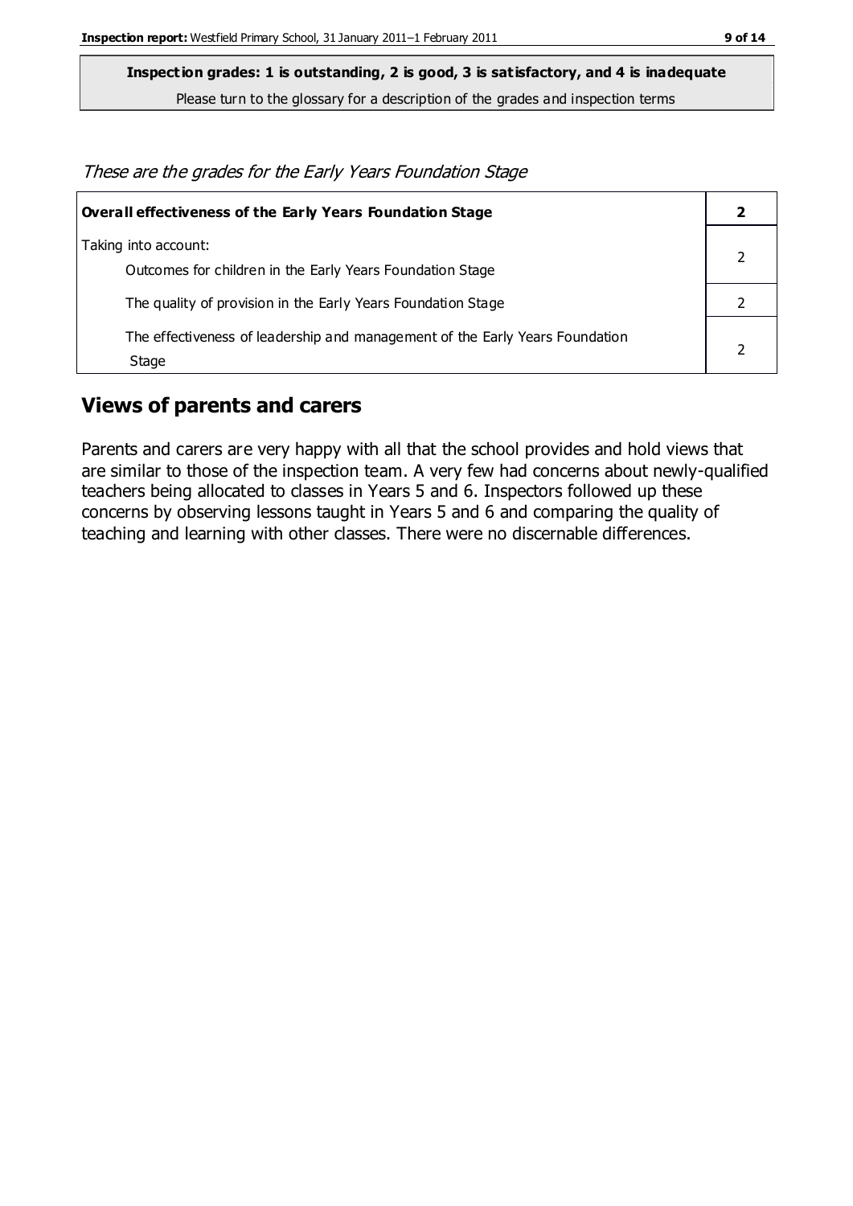**Inspection grades: 1 is outstanding, 2 is good, 3 is satisfactory, and 4 is inadequate**
Please turn to the glossary for a description of the grades and inspection terms

*These are the grades for the Early Years Foundation Stage*

| **Overall effectiveness of the Early Years Foundation Stage** | **2** |
|---|---|
| Taking into account:<br>Outcomes for children in the Early Years Foundation Stage | 2 |
| The quality of provision in the Early Years Foundation Stage | 2 |
| The effectiveness of leadership and management of the Early Years Foundation Stage | 2 |

## Views of parents and carers

Parents and carers are very happy with all that the school provides and hold views that are similar to those of the inspection team. A very few had concerns about newly-qualified teachers being allocated to classes in Years 5 and 6. Inspectors followed up these concerns by observing lessons taught in Years 5 and 6 and comparing the quality of teaching and learning with other classes. There were no discernable differences.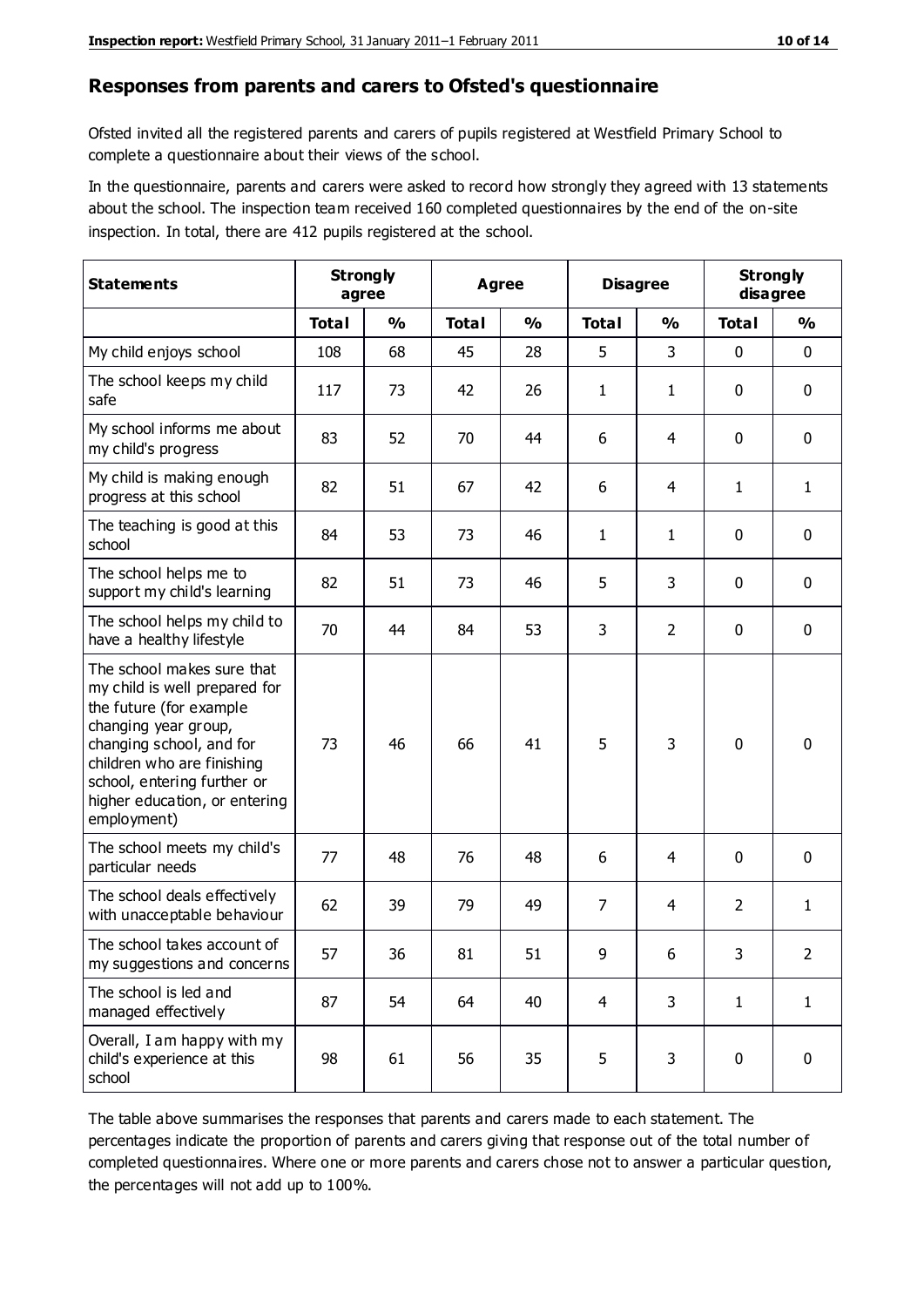## Responses from parents and carers to Ofsted's questionnaire

Ofsted invited all the registered parents and carers of pupils registered at Westfield Primary School to complete a questionnaire about their views of the school.

In the questionnaire, parents and carers were asked to record how strongly they agreed with 13 statements about the school. The inspection team received 160 completed questionnaires by the end of the on-site inspection. In total, there are 412 pupils registered at the school.

| Statements | Strongly agree | | Agree | | Disagree | | Strongly disagree | |
|---|---|---|---|---|---|---|---|---|
| | Total | % | Total | % | Total | % | Total | % |
| My child enjoys school | 108 | 68 | 45 | 28 | 5 | 3 | 0 | 0 |
| The school keeps my child safe | 117 | 73 | 42 | 26 | 1 | 1 | 0 | 0 |
| My school informs me about my child's progress | 83 | 52 | 70 | 44 | 6 | 4 | 0 | 0 |
| My child is making enough progress at this school | 82 | 51 | 67 | 42 | 6 | 4 | 1 | 1 |
| The teaching is good at this school | 84 | 53 | 73 | 46 | 1 | 1 | 0 | 0 |
| The school helps me to support my child's learning | 82 | 51 | 73 | 46 | 5 | 3 | 0 | 0 |
| The school helps my child to have a healthy lifestyle | 70 | 44 | 84 | 53 | 3 | 2 | 0 | 0 |
| The school makes sure that my child is well prepared for the future (for example changing year group, changing school, and for children who are finishing school, entering further or higher education, or entering employment) | 73 | 46 | 66 | 41 | 5 | 3 | 0 | 0 |
| The school meets my child's particular needs | 77 | 48 | 76 | 48 | 6 | 4 | 0 | 0 |
| The school deals effectively with unacceptable behaviour | 62 | 39 | 79 | 49 | 7 | 4 | 2 | 1 |
| The school takes account of my suggestions and concerns | 57 | 36 | 81 | 51 | 9 | 6 | 3 | 2 |
| The school is led and managed effectively | 87 | 54 | 64 | 40 | 4 | 3 | 1 | 1 |
| Overall, I am happy with my child's experience at this school | 98 | 61 | 56 | 35 | 5 | 3 | 0 | 0 |

The table above summarises the responses that parents and carers made to each statement. The percentages indicate the proportion of parents and carers giving that response out of the total number of completed questionnaires. Where one or more parents and carers chose not to answer a particular question, the percentages will not add up to 100%.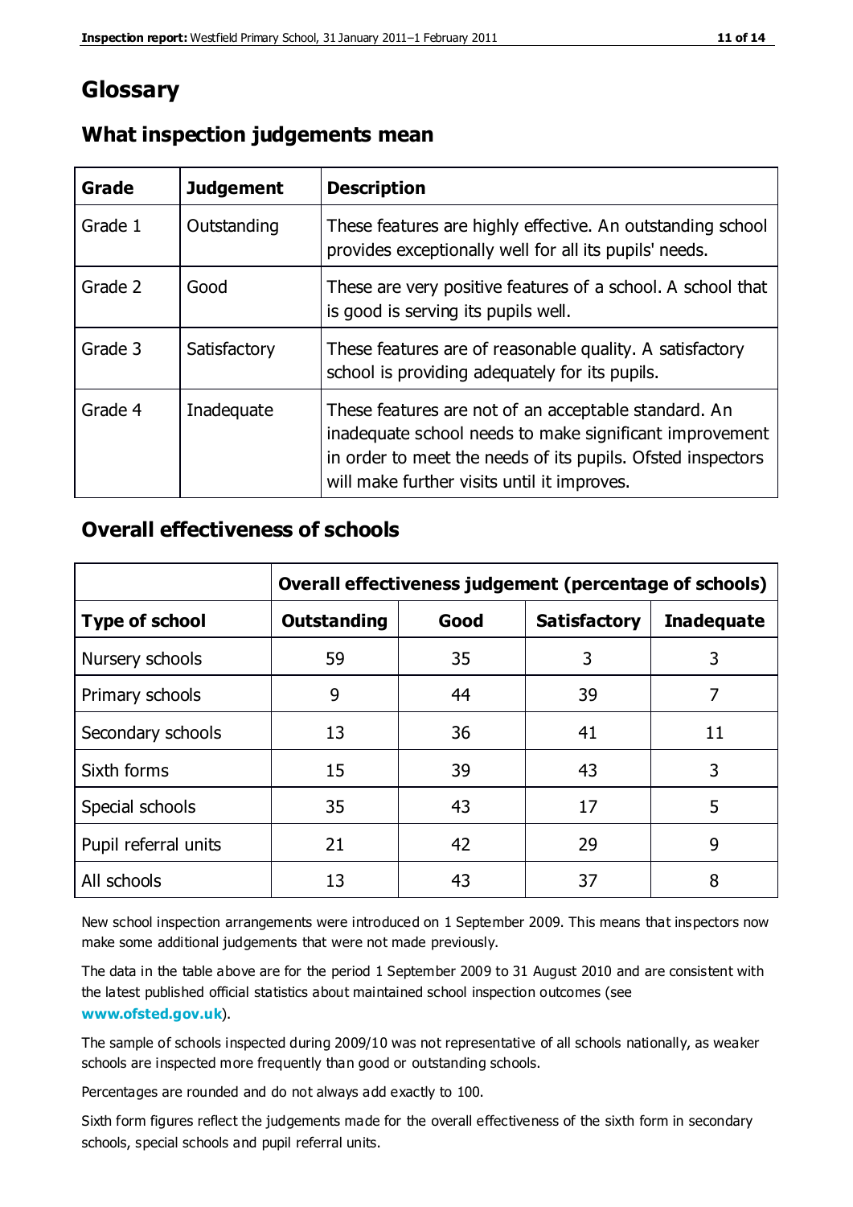# Glossary

## What inspection judgements mean

| Grade | Judgement | Description |
|---|---|---|
| Grade 1 | Outstanding | These features are highly effective. An outstanding school provides exceptionally well for all its pupils' needs. |
| Grade 2 | Good | These are very positive features of a school. A school that is good is serving its pupils well. |
| Grade 3 | Satisfactory | These features are of reasonable quality. A satisfactory school is providing adequately for its pupils. |
| Grade 4 | Inadequate | These features are not of an acceptable standard. An inadequate school needs to make significant improvement in order to meet the needs of its pupils. Ofsted inspectors will make further visits until it improves. |

## Overall effectiveness of schools

| | Overall effectiveness judgement (percentage of schools) | | | |
|---|---|---|---|---|
| **Type of school** | **Outstanding** | **Good** | **Satisfactory** | **Inadequate** |
| Nursery schools | 59 | 35 | 3 | 3 |
| Primary schools | 9 | 44 | 39 | 7 |
| Secondary schools | 13 | 36 | 41 | 11 |
| Sixth forms | 15 | 39 | 43 | 3 |
| Special schools | 35 | 43 | 17 | 5 |
| Pupil referral units | 21 | 42 | 29 | 9 |
| All schools | 13 | 43 | 37 | 8 |

New school inspection arrangements were introduced on 1 September 2009. This means that inspectors now make some additional judgements that were not made previously.

The data in the table above are for the period 1 September 2009 to 31 August 2010 and are consistent with the latest published official statistics about maintained school inspection outcomes (see **www.ofsted.gov.uk**).

The sample of schools inspected during 2009/10 was not representative of all schools nationally, as weaker schools are inspected more frequently than good or outstanding schools.

Percentages are rounded and do not always add exactly to 100.

Sixth form figures reflect the judgements made for the overall effectiveness of the sixth form in secondary schools, special schools and pupil referral units.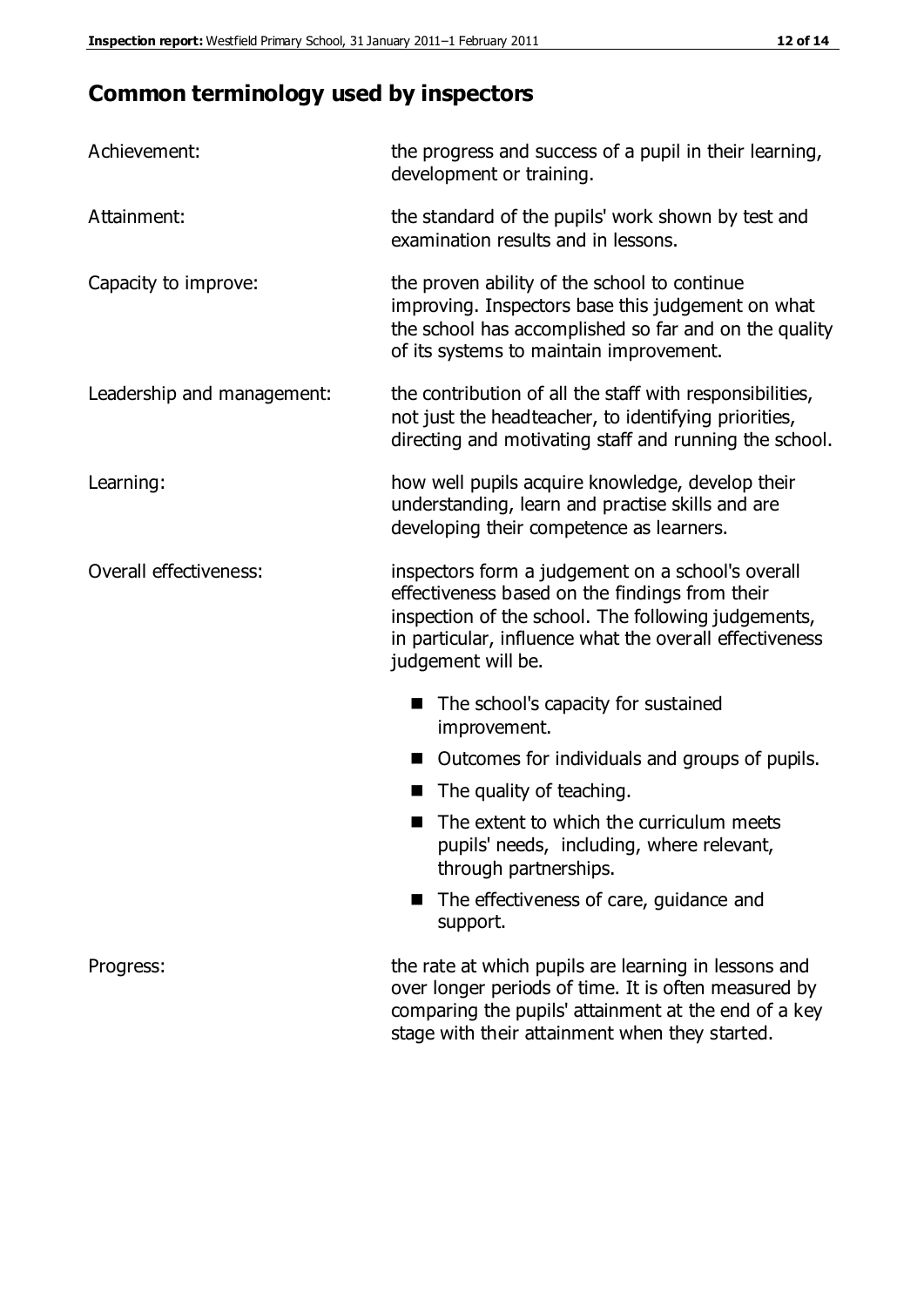## Common terminology used by inspectors

| | |
|---|---|
| Achievement: | the progress and success of a pupil in their learning, development or training. |
| Attainment: | the standard of the pupils' work shown by test and examination results and in lessons. |
| Capacity to improve: | the proven ability of the school to continue improving. Inspectors base this judgement on what the school has accomplished so far and on the quality of its systems to maintain improvement. |
| Leadership and management: | the contribution of all the staff with responsibilities, not just the headteacher, to identifying priorities, directing and motivating staff and running the school. |
| Learning: | how well pupils acquire knowledge, develop their understanding, learn and practise skills and are developing their competence as learners. |
| Overall effectiveness: | inspectors form a judgement on a school's overall effectiveness based on the findings from their inspection of the school. The following judgements, in particular, influence what the overall effectiveness judgement will be. |

- The school's capacity for sustained improvement.
- Outcomes for individuals and groups of pupils.
- The quality of teaching.
- The extent to which the curriculum meets pupils' needs, including, where relevant, through partnerships.
- The effectiveness of care, guidance and support.

| | |
|---|---|
| Progress: | the rate at which pupils are learning in lessons and over longer periods of time. It is often measured by comparing the pupils' attainment at the end of a key stage with their attainment when they started. |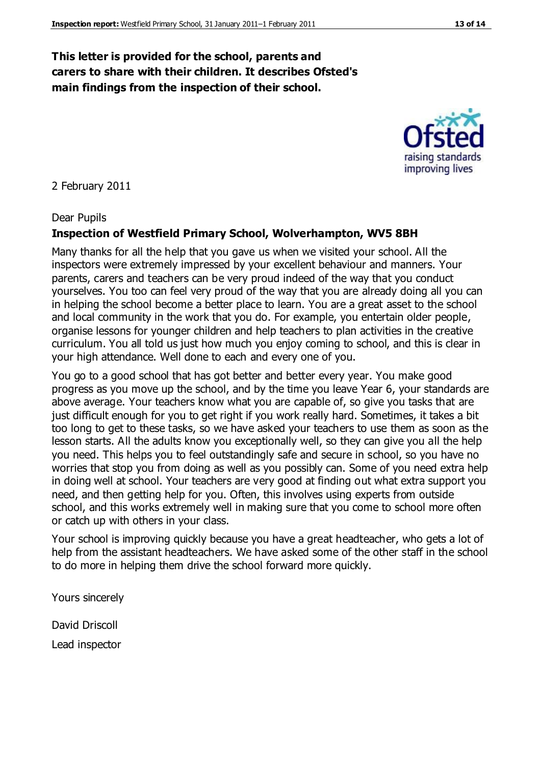**This letter is provided for the school, parents and carers to share with their children. It describes Ofsted's main findings from the inspection of their school.**

2 February 2011

Dear Pupils

**Inspection of Westfield Primary School, Wolverhampton, WV5 8BH**

Many thanks for all the help that you gave us when we visited your school. All the inspectors were extremely impressed by your excellent behaviour and manners. Your parents, carers and teachers can be very proud indeed of the way that you conduct yourselves. You too can feel very proud of the way that you are already doing all you can in helping the school become a better place to learn. You are a great asset to the school and local community in the work that you do. For example, you entertain older people, organise lessons for younger children and help teachers to plan activities in the creative curriculum. You all told us just how much you enjoy coming to school, and this is clear in your high attendance. Well done to each and every one of you.

You go to a good school that has got better and better every year. You make good progress as you move up the school, and by the time you leave Year 6, your standards are above average. Your teachers know what you are capable of, so give you tasks that are just difficult enough for you to get right if you work really hard. Sometimes, it takes a bit too long to get to these tasks, so we have asked your teachers to use them as soon as the lesson starts. All the adults know you exceptionally well, so they can give you all the help you need. This helps you to feel outstandingly safe and secure in school, so you have no worries that stop you from doing as well as you possibly can. Some of you need extra help in doing well at school. Your teachers are very good at finding out what extra support you need, and then getting help for you. Often, this involves using experts from outside school, and this works extremely well in making sure that you come to school more often or catch up with others in your class.

Your school is improving quickly because you have a great headteacher, who gets a lot of help from the assistant headteachers. We have asked some of the other staff in the school to do more in helping them drive the school forward more quickly.

Yours sincerely

David Driscoll

Lead inspector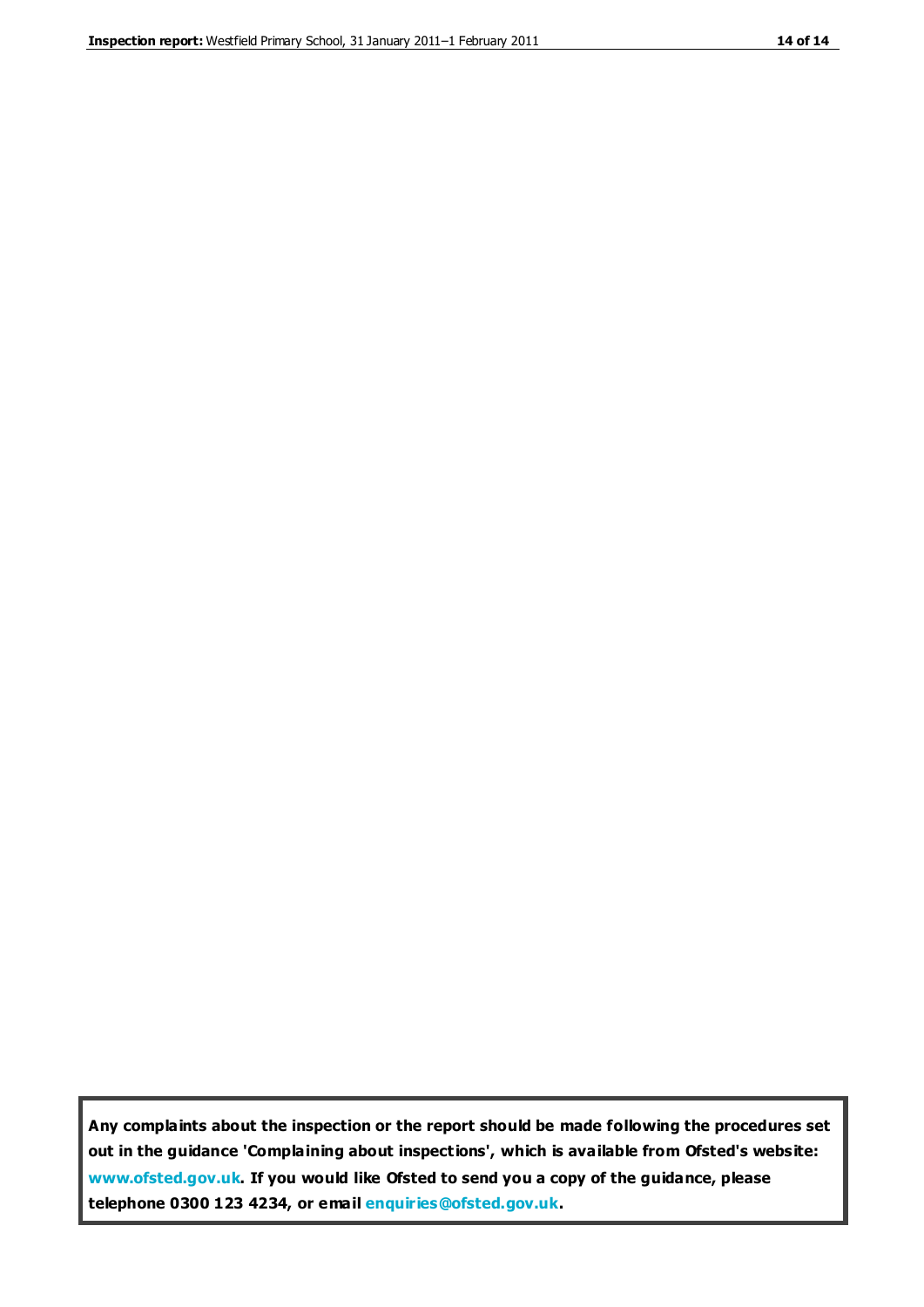**Any complaints about the inspection or the report should be made following the procedures set out in the guidance 'Complaining about inspections', which is available from Ofsted's website: www.ofsted.gov.uk. If you would like Ofsted to send you a copy of the guidance, please telephone 0300 123 4234, or email enquiries@ofsted.gov.uk.**